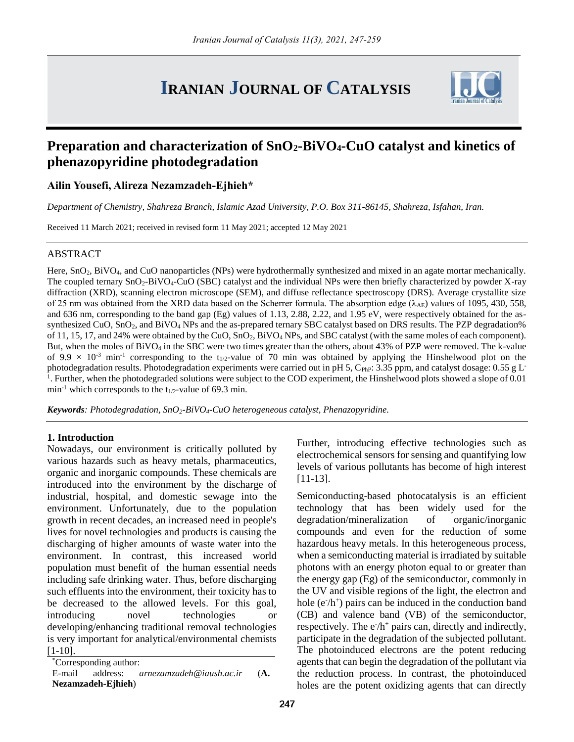# Preparation and characterization of $SnO_2$-$BiVO_4$-CuO catalyst and kinetics of phenazopyridine photodegradation

**Ailin Yousefi, Alireza Nezamzadeh-Ejhieh***

*Department of Chemistry, Shahreza Branch, Islamic Azad University, P.O. Box 311-86145, Shahreza, Isfahan, Iran.*

Received 11 March 2021; received in revised form 11 May 2021; accepted 12 May 2021

## ABSTRACT

Here, $SnO_2$, $BiVO_4$, and CuO nanoparticles (NPs) were hydrothermally synthesized and mixed in an agate mortar mechanically. The coupled ternary $SnO_2$-$BiVO_4$-CuO (SBC) catalyst and the individual NPs were then briefly characterized by powder X-ray diffraction (XRD), scanning electron microscope (SEM), and diffuse reflectance spectroscopy (DRS). Average crystallite size of 25 nm was obtained from the XRD data based on the Scherrer formula. The absorption edge ($\lambda_{AE}$) values of 1095, 430, 558, and 636 nm, corresponding to the band gap (Eg) values of 1.13, 2.88, 2.22, and 1.95 eV, were respectively obtained for the as-synthesized CuO, $SnO_2$, and $BiVO_4$ NPs and the as-prepared ternary SBC catalyst based on DRS results. The PZP degradation% of 11, 15, 17, and 24% were obtained by the CuO, $SnO_2$, $BiVO_4$ NPs, and SBC catalyst (with the same moles of each component). But, when the moles of $BiVO_4$ in the SBC were two times greater than the others, about 43% of PZP were removed. The k-value of $9.9 \times 10^{-3}$ $min^{-1}$ corresponding to the $t_{1/2}$-value of 70 min was obtained by applying the Hinshelwood plot on the photodegradation results. Photodegradation experiments were carried out in pH 5, $C_{PhP}$: 3.35 ppm, and catalyst dosage: 0.55 g $L^{-1}$. Further, when the photodegraded solutions were subject to the COD experiment, the Hinshelwood plots showed a slope of 0.01 $min^{-1}$ which corresponds to the $t_{1/2}$-value of 69.3 min.

***Keywords**: Photodegradation, $SnO_2$-$BiVO_4$-CuO heterogeneous catalyst, Phenazopyridine.*

## 1. Introduction

Nowadays, our environment is critically polluted by various hazards such as heavy metals, pharmaceutics, organic and inorganic compounds. These chemicals are introduced into the environment by the discharge of industrial, hospital, and domestic sewage into the environment. Unfortunately, due to the population growth in recent decades, an increased need in people's lives for novel technologies and products is causing the discharging of higher amounts of waste water into the environment. In contrast, this increased world population must benefit of the human essential needs including safe drinking water. Thus, before discharging such effluents into the environment, their toxicity has to be decreased to the allowed levels. For this goal, introducing novel technologies or developing/enhancing traditional removal technologies is very important for analytical/environmental chemists [1-10].

Further, introducing effective technologies such as electrochemical sensors for sensing and quantifying low levels of various pollutants has become of high interest [11-13].

Semiconducting-based photocatalysis is an efficient technology that has been widely used for the degradation/mineralization of organic/inorganic compounds and even for the reduction of some hazardous heavy metals. In this heterogeneous process, when a semiconducting material is irradiated by suitable photons with an energy photon equal to or greater than the energy gap (Eg) of the semiconductor, commonly in the UV and visible regions of the light, the electron and hole ($e^-/h^+$) pairs can be induced in the conduction band (CB) and valence band (VB) of the semiconductor, respectively. The $e^-/h^+$ pairs can, directly and indirectly, participate in the degradation of the subjected pollutant. The photoinduced electrons are the potent reducing agents that can begin the degradation of the pollutant via the reduction process. In contrast, the photoinduced holes are the potent oxidizing agents that can directly

*Corresponding author:
E-mail address: *arnezamzadeh@iaush.ac.ir* (**A. Nezamzadeh-Ejhieh**)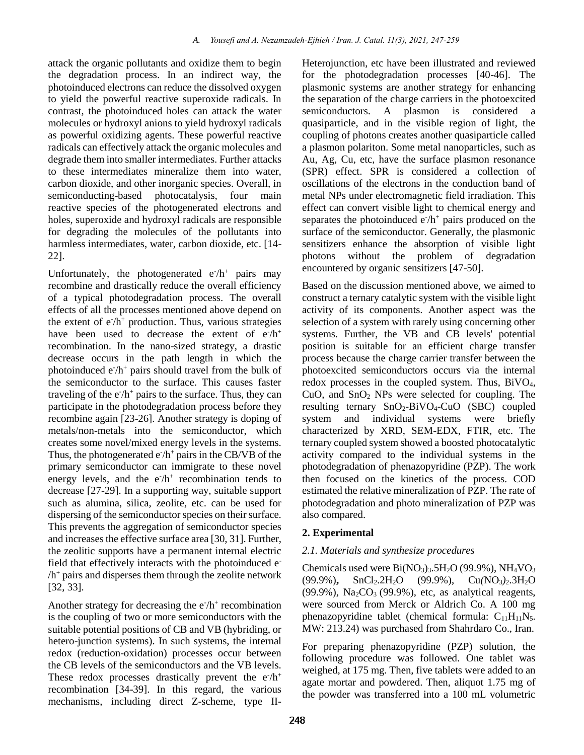attack the organic pollutants and oxidize them to begin the degradation process. In an indirect way, the photoinduced electrons can reduce the dissolved oxygen to yield the powerful reactive superoxide radicals. In contrast, the photoinduced holes can attack the water molecules or hydroxyl anions to yield hydroxyl radicals as powerful oxidizing agents. These powerful reactive radicals can effectively attack the organic molecules and degrade them into smaller intermediates. Further attacks to these intermediates mineralize them into water, carbon dioxide, and other inorganic species. Overall, in semiconducting-based photocatalysis, four main reactive species of the photogenerated electrons and holes, superoxide and hydroxyl radicals are responsible for degrading the molecules of the pollutants into harmless intermediates, water, carbon dioxide, etc. [14-22].

Unfortunately, the photogenerated $e^-/h^+$ pairs may recombine and drastically reduce the overall efficiency of a typical photodegradation process. The overall effects of all the processes mentioned above depend on the extent of $e^-/h^+$ production. Thus, various strategies have been used to decrease the extent of $e^-/h^+$ recombination. In the nano-sized strategy, a drastic decrease occurs in the path length in which the photoinduced $e^-/h^+$ pairs should travel from the bulk of the semiconductor to the surface. This causes faster traveling of the $e^-/h^+$ pairs to the surface. Thus, they can participate in the photodegradation process before they recombine again [23-26]. Another strategy is doping of metals/non-metals into the semiconductor, which creates some novel/mixed energy levels in the systems. Thus, the photogenerated $e^-/h^+$ pairs in the CB/VB of the primary semiconductor can immigrate to these novel energy levels, and the $e^-/h^+$ recombination tends to decrease [27-29]. In a supporting way, suitable support such as alumina, silica, zeolite, etc. can be used for dispersing of the semiconductor species on their surface. This prevents the aggregation of semiconductor species and increases the effective surface area [30, 31]. Further, the zeolitic supports have a permanent internal electric field that effectively interacts with the photoinduced $e^-/h^+$ pairs and disperses them through the zeolite network [32, 33].

Another strategy for decreasing the $e^-/h^+$ recombination is the coupling of two or more semiconductors with the suitable potential positions of CB and VB (hybriding, or hetero-junction systems). In such systems, the internal redox (reduction-oxidation) processes occur between the CB levels of the semiconductors and the VB levels. These redox processes drastically prevent the $e^-/h^+$ recombination [34-39]. In this regard, the various mechanisms, including direct Z-scheme, type II-Heterojunction, etc have been illustrated and reviewed for the photodegradation processes [40-46]. The plasmonic systems are another strategy for enhancing the separation of the charge carriers in the photoexcited semiconductors. A plasmon is considered a quasiparticle, and in the visible region of light, the coupling of photons creates another quasiparticle called a plasmon polariton. Some metal nanoparticles, such as Au, Ag, Cu, etc, have the surface plasmon resonance (SPR) effect. SPR is considered a collection of oscillations of the electrons in the conduction band of metal NPs under electromagnetic field irradiation. This effect can convert visible light to chemical energy and separates the photoinduced $e^-/h^+$ pairs produced on the surface of the semiconductor. Generally, the plasmonic sensitizers enhance the absorption of visible light photons without the problem of degradation encountered by organic sensitizers [47-50].

Based on the discussion mentioned above, we aimed to construct a ternary catalytic system with the visible light activity of its components. Another aspect was the selection of a system with rarely using concerning other systems. Further, the VB and CB levels' potential position is suitable for an efficient charge transfer process because the charge carrier transfer between the photoexcited semiconductors occurs via the internal redox processes in the coupled system. Thus, $BiVO_4$, CuO, and $SnO_2$ NPs were selected for coupling. The resulting ternary $SnO_2$-$BiVO_4$-CuO (SBC) coupled system and individual systems were briefly characterized by XRD, SEM-EDX, FTIR, etc. The ternary coupled system showed a boosted photocatalytic activity compared to the individual systems in the photodegradation of phenazopyridine (PZP). The work then focused on the kinetics of the process. COD estimated the relative mineralization of PZP. The rate of photodegradation and photo mineralization of PZP was also compared.

## 2. Experimental

### *2.1. Materials and synthesize procedures*

Chemicals used were $Bi(NO_3)_3.5H_2O$ (99.9%), $NH_4VO_3$ (99.9%), $SnCl_2.2H_2O$ (99.9%), $Cu(NO_3)_2.3H_2O$ (99.9%), $Na_2CO_3$ (99.9%), etc, as analytical reagents, were sourced from Merck or Aldrich Co. A 100 mg phenazopyridine tablet (chemical formula: $C_{11}H_{11}N_5$. MW: 213.24) was purchased from Shahrdaro Co., Iran.

For preparing phenazopyridine (PZP) solution, the following procedure was followed. One tablet was weighed, at 175 mg. Then, five tablets were added to an agate mortar and powdered. Then, aliquot 1.75 mg of the powder was transferred into a 100 mL volumetric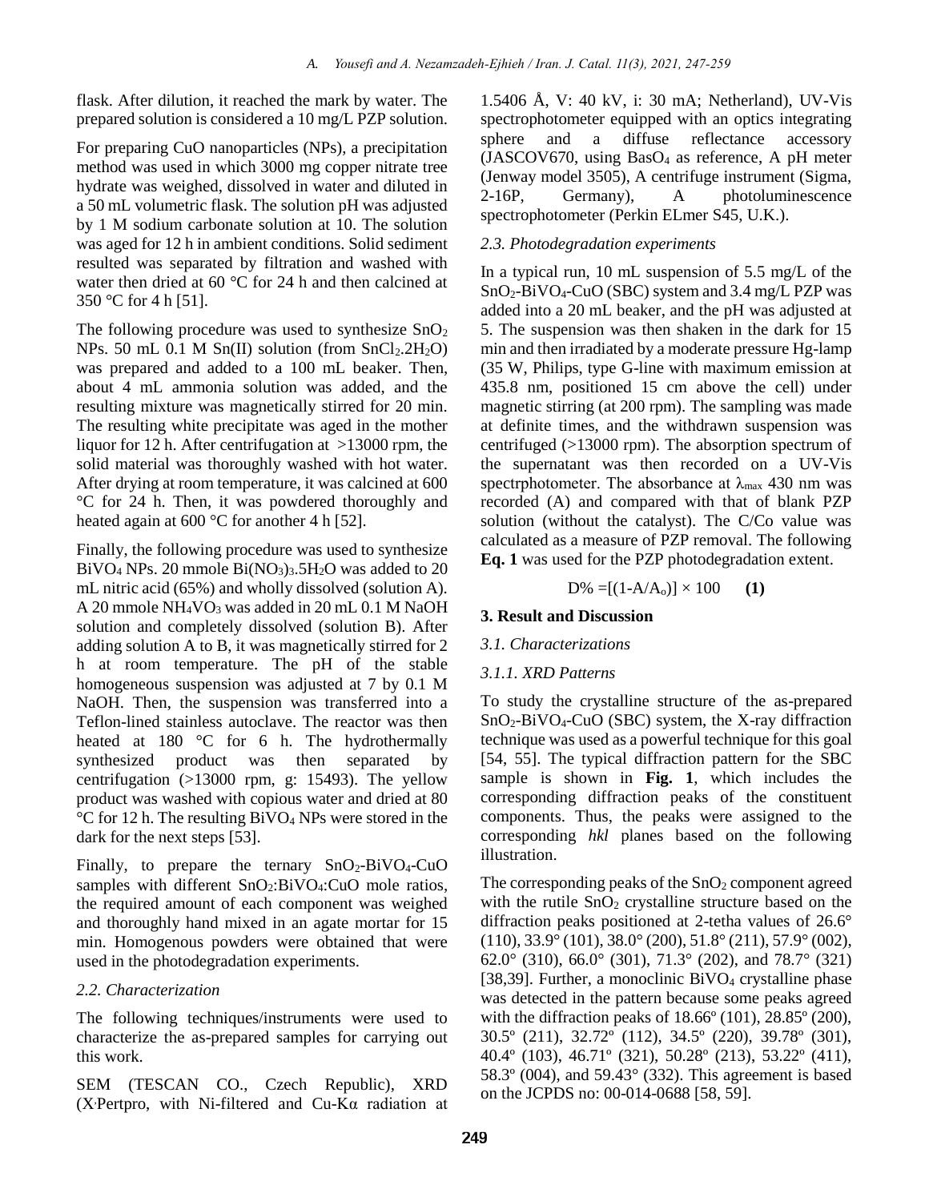flask. After dilution, it reached the mark by water. The prepared solution is considered a 10 mg/L PZP solution.

For preparing CuO nanoparticles (NPs), a precipitation method was used in which 3000 mg copper nitrate tree hydrate was weighed, dissolved in water and diluted in a 50 mL volumetric flask. The solution pH was adjusted by 1 M sodium carbonate solution at 10. The solution was aged for 12 h in ambient conditions. Solid sediment resulted was separated by filtration and washed with water then dried at 60 °C for 24 h and then calcined at 350 °C for 4 h [51].

The following procedure was used to synthesize $SnO_2$ NPs. 50 mL 0.1 M Sn(II) solution (from $SnCl_2.2H_2O$) was prepared and added to a 100 mL beaker. Then, about 4 mL ammonia solution was added, and the resulting mixture was magnetically stirred for 20 min. The resulting white precipitate was aged in the mother liquor for 12 h. After centrifugation at >13000 rpm, the solid material was thoroughly washed with hot water. After drying at room temperature, it was calcined at 600 °C for 24 h. Then, it was powdered thoroughly and heated again at 600 °C for another 4 h [52].

Finally, the following procedure was used to synthesize $BiVO_4$ NPs. 20 mmole $Bi(NO_3)_3.5H_2O$ was added to 20 mL nitric acid (65%) and wholly dissolved (solution A). A 20 mmole $NH_4VO_3$ was added in 20 mL 0.1 M NaOH solution and completely dissolved (solution B). After adding solution A to B, it was magnetically stirred for 2 h at room temperature. The pH of the stable homogeneous suspension was adjusted at 7 by 0.1 M NaOH. Then, the suspension was transferred into a Teflon-lined stainless autoclave. The reactor was then heated at 180 °C for 6 h. The hydrothermally synthesized product was then separated by centrifugation (>13000 rpm, g: 15493). The yellow product was washed with copious water and dried at 80 °C for 12 h. The resulting $BiVO_4$ NPs were stored in the dark for the next steps [53].

Finally, to prepare the ternary $SnO_2$-$BiVO_4$-CuO samples with different $SnO_2$:$BiVO_4$:CuO mole ratios, the required amount of each component was weighed and thoroughly hand mixed in an agate mortar for 15 min. Homogenous powders were obtained that were used in the photodegradation experiments.

### *2.2. Characterization*

The following techniques/instruments were used to characterize the as-prepared samples for carrying out this work.

SEM (TESCAN CO., Czech Republic), XRD (X·Pertpro, with Ni-filtered and Cu-Kα radiation at 1.5406 Å, V: 40 kV, i: 30 mA; Netherland), UV-Vis spectrophotometer equipped with an optics integrating sphere and a diffuse reflectance accessory (JASCOV670, using $BasO_4$ as reference, A pH meter (Jenway model 3505), A centrifuge instrument (Sigma, 2-16P, Germany), A photoluminescence spectrophotometer (Perkin ELmer S45, U.K.).

### *2.3. Photodegradation experiments*

In a typical run, 10 mL suspension of 5.5 mg/L of the $SnO_2$-$BiVO_4$-CuO (SBC) system and 3.4 mg/L PZP was added into a 20 mL beaker, and the pH was adjusted at 5. The suspension was then shaken in the dark for 15 min and then irradiated by a moderate pressure Hg-lamp (35 W, Philips, type G-line with maximum emission at 435.8 nm, positioned 15 cm above the cell) under magnetic stirring (at 200 rpm). The sampling was made at definite times, and the withdrawn suspension was centrifuged (>13000 rpm). The absorption spectrum of the supernatant was then recorded on a UV-Vis spectrphotometer. The absorbance at $\lambda_{max}$ 430 nm was recorded (A) and compared with that of blank PZP solution (without the catalyst). The C/Co value was calculated as a measure of PZP removal. The following **Eq. 1** was used for the PZP photodegradation extent.

$$D\% = [(1-A/A_o)] \times 100 \qquad \textbf{(1)}$$

## 3. Result and Discussion

### *3.1. Characterizations*

### *3.1.1. XRD Patterns*

To study the crystalline structure of the as-prepared $SnO_2$-$BiVO_4$-CuO (SBC) system, the X-ray diffraction technique was used as a powerful technique for this goal [54, 55]. The typical diffraction pattern for the SBC sample is shown in **Fig. 1**, which includes the corresponding diffraction peaks of the constituent components. Thus, the peaks were assigned to the corresponding *hkl* planes based on the following illustration.

The corresponding peaks of the $SnO_2$ component agreed with the rutile $SnO_2$ crystalline structure based on the diffraction peaks positioned at 2-tetha values of 26.6° (110), 33.9° (101), 38.0° (200), 51.8° (211), 57.9° (002), 62.0° (310), 66.0° (301), 71.3° (202), and 78.7° (321) [38,39]. Further, a monoclinic $BiVO_4$ crystalline phase was detected in the pattern because some peaks agreed with the diffraction peaks of 18.66º (101), 28.85º (200), 30.5º (211), 32.72º (112), 34.5º (220), 39.78º (301), 40.4º (103), 46.71º (321), 50.28º (213), 53.22º (411), 58.3º (004), and 59.43° (332). This agreement is based on the JCPDS no: 00-014-0688 [58, 59].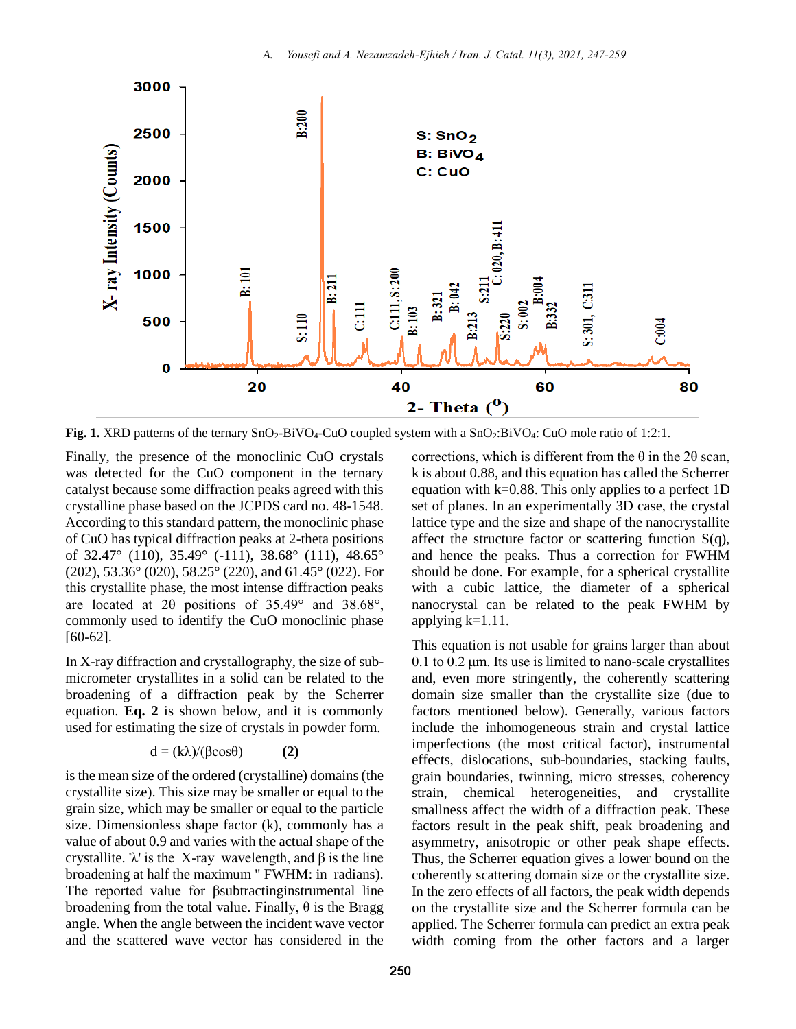3000

2500

2000

1500

1000

500

0

X- ray Intensity (Counts)

20

40

60

80

2- Theta (°)

S: $SnO_2$

B: $BiVO_4$

C: CuO

B:200

B:101

S:110

B:211

C:111

C:111, S:200

B:103

B:321

B:042

B:213

S:211

C: 020, B:411

S:220

S: 002

B:004

B:332

S: 301, C:311

C:004

**Fig. 1.** XRD patterns of the ternary $SnO_2$-$BiVO_4$-CuO coupled system with a $SnO_2$:$BiVO_4$: CuO mole ratio of 1:2:1.

Finally, the presence of the monoclinic CuO crystals was detected for the CuO component in the ternary catalyst because some diffraction peaks agreed with this crystalline phase based on the JCPDS card no. 48-1548. According to this standard pattern, the monoclinic phase of CuO has typical diffraction peaks at 2-theta positions of 32.47° (110), 35.49° (-111), 38.68° (111), 48.65° (202), 53.36° (020), 58.25° (220), and 61.45° (022). For this crystallite phase, the most intense diffraction peaks are located at 2θ positions of 35.49° and 38.68°, commonly used to identify the CuO monoclinic phase [60-62].

In X-ray diffraction and crystallography, the size of sub-micrometer crystallites in a solid can be related to the broadening of a diffraction peak by the Scherrer equation. **Eq. 2** is shown below, and it is commonly used for estimating the size of crystals in powder form.

$$d = (k\lambda)/(\beta\cos\theta) \qquad \textbf{(2)}$$

is the mean size of the ordered (crystalline) domains (the crystallite size). This size may be smaller or equal to the grain size, which may be smaller or equal to the particle size. Dimensionless shape factor (k), commonly has a value of about 0.9 and varies with the actual shape of the crystallite. 'λ' is the X-ray wavelength, and β is the line broadening at half the maximum " FWHM: in radians). The reported value for βsubtractinginstrumental line broadening from the total value. Finally, θ is the Bragg angle. When the angle between the incident wave vector and the scattered wave vector has considered in the corrections, which is different from the θ in the 2θ scan, k is about 0.88, and this equation has called the Scherrer equation with k=0.88. This only applies to a perfect 1D set of planes. In an experimentally 3D case, the crystal lattice type and the size and shape of the nanocrystallite affect the structure factor or scattering function S(q), and hence the peaks. Thus a correction for FWHM should be done. For example, for a spherical crystallite with a cubic lattice, the diameter of a spherical nanocrystal can be related to the peak FWHM by applying k=1.11.

This equation is not usable for grains larger than about 0.1 to 0.2 µm. Its use is limited to nano-scale crystallites and, even more stringently, the coherently scattering domain size smaller than the crystallite size (due to factors mentioned below). Generally, various factors include the inhomogeneous strain and crystal lattice imperfections (the most critical factor), instrumental effects, dislocations, sub-boundaries, stacking faults, grain boundaries, twinning, micro stresses, coherency strain, chemical heterogeneities, and crystallite smallness affect the width of a diffraction peak. These factors result in the peak shift, peak broadening and asymmetry, anisotropic or other peak shape effects. Thus, the Scherrer equation gives a lower bound on the coherently scattering domain size or the crystallite size. In the zero effects of all factors, the peak width depends on the crystallite size and the Scherrer formula can be applied. The Scherrer formula can predict an extra peak width coming from the other factors and a larger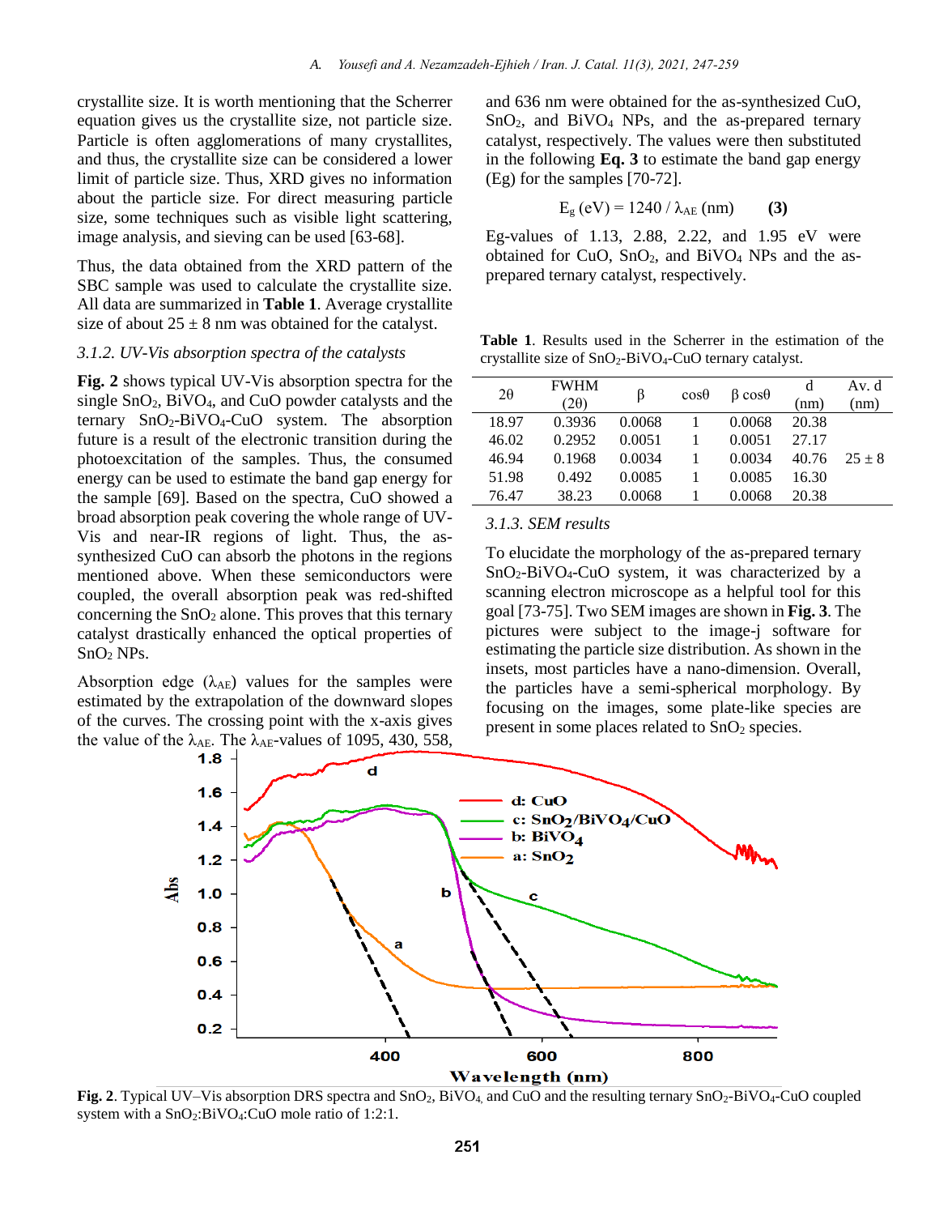crystallite size. It is worth mentioning that the Scherrer equation gives us the crystallite size, not particle size. Particle is often agglomerations of many crystallites, and thus, the crystallite size can be considered a lower limit of particle size. Thus, XRD gives no information about the particle size. For direct measuring particle size, some techniques such as visible light scattering, image analysis, and sieving can be used [63-68].

Thus, the data obtained from the XRD pattern of the SBC sample was used to calculate the crystallite size. All data are summarized in **Table 1**. Average crystallite size of about 25 ± 8 nm was obtained for the catalyst.

*3.1.2. UV-Vis absorption spectra of the catalysts*

**Fig. 2** shows typical UV-Vis absorption spectra for the single $SnO_2$, $BiVO_4$, and CuO powder catalysts and the ternary $SnO_2$-$BiVO_4$-CuO system. The absorption future is a result of the electronic transition during the photoexcitation of the samples. Thus, the consumed energy can be used to estimate the band gap energy for the sample [69]. Based on the spectra, CuO showed a broad absorption peak covering the whole range of UV-Vis and near-IR regions of light. Thus, the as-synthesized CuO can absorb the photons in the regions mentioned above. When these semiconductors were coupled, the overall absorption peak was red-shifted concerning the $SnO_2$ alone. This proves that this ternary catalyst drastically enhanced the optical properties of $SnO_2$ NPs.

Absorption edge ($\lambda_{AE}$) values for the samples were estimated by the extrapolation of the downward slopes of the curves. The crossing point with the x-axis gives the value of the $\lambda_{AE}$. The $\lambda_{AE}$-values of 1095, 430, 558, and 636 nm were obtained for the as-synthesized CuO, $SnO_2$, and $BiVO_4$ NPs, and the as-prepared ternary catalyst, respectively. The values were then substituted in the following **Eq. 3** to estimate the band gap energy (Eg) for the samples [70-72].

$$E_g\ (\text{eV}) = 1240 / \lambda_{AE}\ (\text{nm}) \qquad \textbf{(3)}$$

Eg-values of 1.13, 2.88, 2.22, and 1.95 eV were obtained for CuO, $SnO_2$, and $BiVO_4$ NPs and the as-prepared ternary catalyst, respectively.

**Table 1**. Results used in the Scherrer in the estimation of the crystallite size of $SnO_2$-$BiVO_4$-CuO ternary catalyst.

| 2θ | FWHM (2θ) | β | cosθ | β cosθ | d (nm) | Av. d (nm) |
|---|---|---|---|---|---|---|
| 18.97 | 0.3936 | 0.0068 | 1 | 0.0068 | 20.38 | |
| 46.02 | 0.2952 | 0.0051 | 1 | 0.0051 | 27.17 | |
| 46.94 | 0.1968 | 0.0034 | 1 | 0.0034 | 40.76 | 25 ± 8 |
| 51.98 | 0.492 | 0.0085 | 1 | 0.0085 | 16.30 | |
| 76.47 | 38.23 | 0.0068 | 1 | 0.0068 | 20.38 | |

*3.1.3. SEM results*

To elucidate the morphology of the as-prepared ternary $SnO_2$-$BiVO_4$-CuO system, it was characterized by a scanning electron microscope as a helpful tool for this goal [73-75]. Two SEM images are shown in **Fig. 3**. The pictures were subject to the image-j software for estimating the particle size distribution. As shown in the insets, most particles have a nano-dimension. Overall, the particles have a semi-spherical morphology. By focusing on the images, some plate-like species are present in some places related to $SnO_2$ species.

Abs
1.8
1.6
1.4
1.2
1.0
0.8
0.6
0.4
0.2
d: CuO
c: SnO2/BiVO4/CuO
b: BiVO4
a: SnO2
d
c
b
a
400
600
800
Wavelength (nm)

**Fig. 2**. Typical UV–Vis absorption DRS spectra and $SnO_2$, $BiVO_4$, and CuO and the resulting ternary $SnO_2$-$BiVO_4$-CuO coupled system with a $SnO_2$:$BiVO_4$:CuO mole ratio of 1:2:1.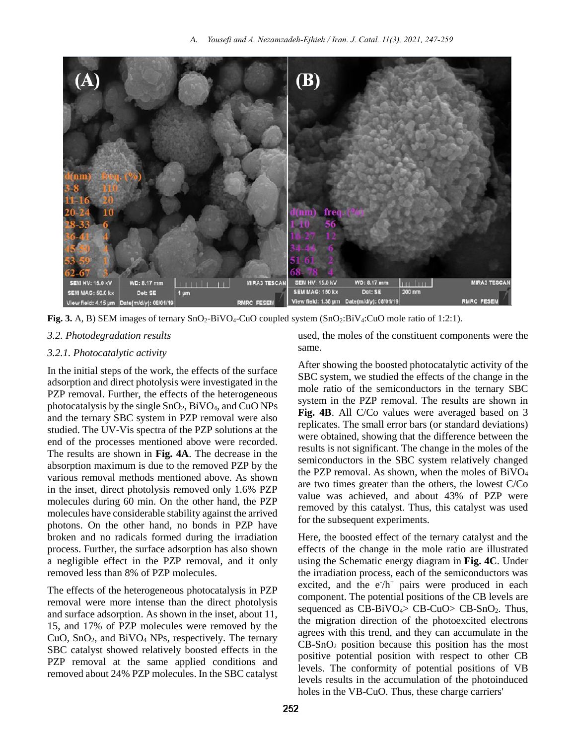(A)

d(nm) freq. (%)
3-8 110
11-16 20
20-24 10
28-33 6
36-41 4
45-50 4
53-59 1
62-67 3

SEM HV: 15.0 kV WD: 8.17 mm MIRA3 TESCAN
SEM MAG: 50.0 kx Det: SE 1 μm
View field: 4.15 μm Date(m/d/y): 08/01/19 RMRC FESEM

(B)

d(nm) freq. (%)
1-10 56
16-27 12
34-44 6
51-61 2
68-78 4

SEM HV: 15.0 kV WD: 8.17 mm MIRA3 TESCAN
SEM MAG: 150 kx Det: SE 200 nm
View field: 1.38 μm Date(m/d/y): 08/01/19 RMRC FESEM

**Fig. 3.** A, B) SEM images of ternary $SnO_2$-$BiVO_4$-CuO coupled system ($SnO_2$:$BiV_4$:CuO mole ratio of 1:2:1).

### *3.2. Photodegradation results*

### *3.2.1. Photocatalytic activity*

In the initial steps of the work, the effects of the surface adsorption and direct photolysis were investigated in the PZP removal. Further, the effects of the heterogeneous photocatalysis by the single $SnO_2$, $BiVO_4$, and CuO NPs and the ternary SBC system in PZP removal were also studied. The UV-Vis spectra of the PZP solutions at the end of the processes mentioned above were recorded. The results are shown in **Fig. 4A**. The decrease in the absorption maximum is due to the removed PZP by the various removal methods mentioned above. As shown in the inset, direct photolysis removed only 1.6% PZP molecules during 60 min. On the other hand, the PZP molecules have considerable stability against the arrived photons. On the other hand, no bonds in PZP have broken and no radicals formed during the irradiation process. Further, the surface adsorption has also shown a negligible effect in the PZP removal, and it only removed less than 8% of PZP molecules.

The effects of the heterogeneous photocatalysis in PZP removal were more intense than the direct photolysis and surface adsorption. As shown in the inset, about 11, 15, and 17% of PZP molecules were removed by the CuO, $SnO_2$, and $BiVO_4$ NPs, respectively. The ternary SBC catalyst showed relatively boosted effects in the PZP removal at the same applied conditions and removed about 24% PZP molecules. In the SBC catalyst used, the moles of the constituent components were the same.

After showing the boosted photocatalytic activity of the SBC system, we studied the effects of the change in the mole ratio of the semiconductors in the ternary SBC system in the PZP removal. The results are shown in **Fig. 4B**. All C/Co values were averaged based on 3 replicates. The small error bars (or standard deviations) were obtained, showing that the difference between the results is not significant. The change in the moles of the semiconductors in the SBC system relatively changed the PZP removal. As shown, when the moles of $BiVO_4$ are two times greater than the others, the lowest C/Co value was achieved, and about 43% of PZP were removed by this catalyst. Thus, this catalyst was used for the subsequent experiments.

Here, the boosted effect of the ternary catalyst and the effects of the change in the mole ratio are illustrated using the Schematic energy diagram in **Fig. 4C**. Under the irradiation process, each of the semiconductors was excited, and the $e^-/h^+$ pairs were produced in each component. The potential positions of the CB levels are sequenced as CB-$BiVO_4$> CB-CuO> CB-$SnO_2$. Thus, the migration direction of the photoexcited electrons agrees with this trend, and they can accumulate in the CB-$SnO_2$ position because this position has the most positive potential position with respect to other CB levels. The conformity of potential positions of VB levels results in the accumulation of the photoinduced holes in the VB-CuO. Thus, these charge carriers'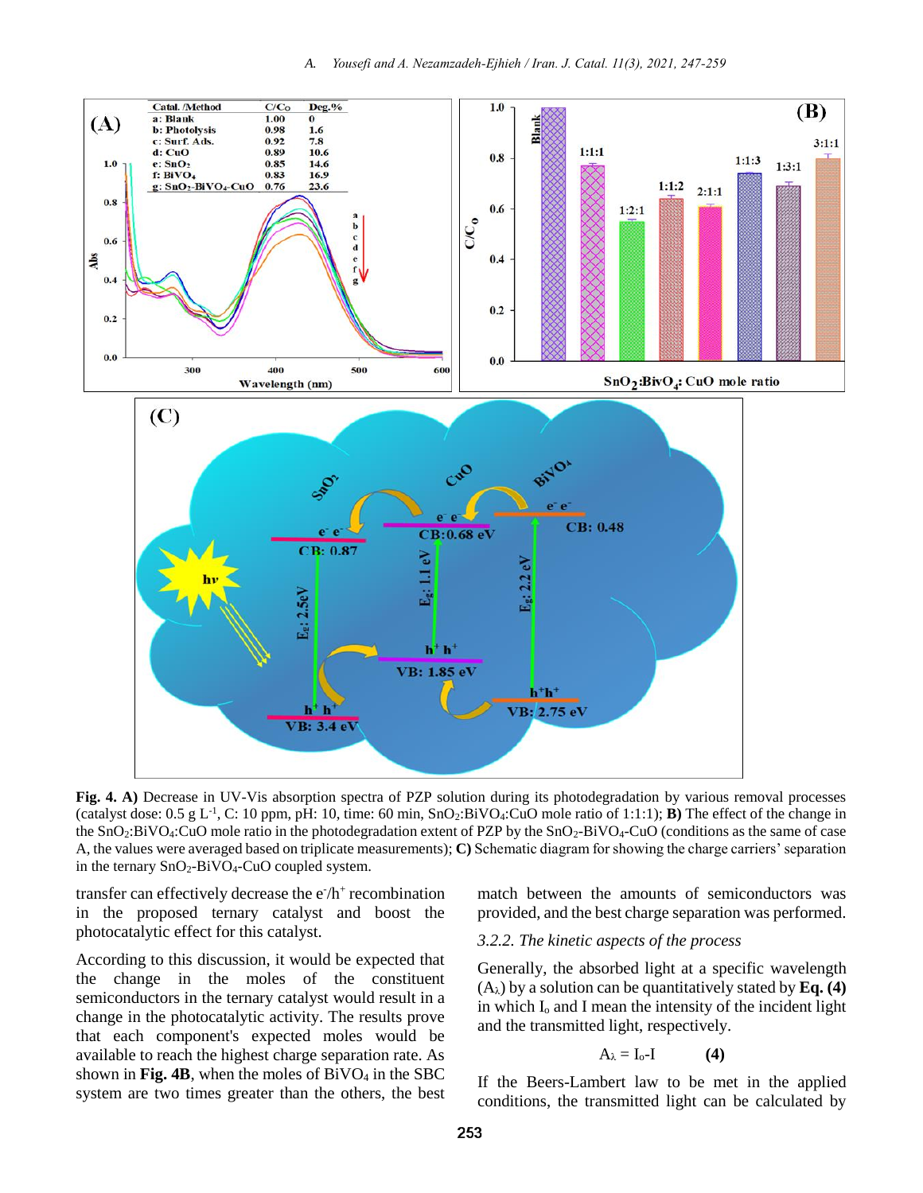(A)

| Catal. /Method | C/Co | Deg.% |
|---|---|---|
| a: Blank | 1.00 | 0 |
| b: Photolysis | 0.98 | 1.6 |
| c: Surf. Ads. | 0.92 | 7.8 |
| d: CuO | 0.89 | 10.6 |
| e: SnO2 | 0.85 | 14.6 |
| f: BiVO4 | 0.83 | 16.9 |
| g: SnO2-BiVO4-CuO | 0.76 | 23.6 |

Abs

Wavelength (nm)

(B)

C/Co

Blank
1:1:1
1:2:1
1:1:2
2:1:1
1:1:3
1:3:1
3:1:1

SnO2:BivO4: CuO mole ratio

(C)

SnO2
CuO
BiVO4
hν
CB: 0.87
CB:0.68 eV
CB: 0.48
Eg: 2.5eV
Eg: 1.1 eV
Eg: 2.2 eV
VB: 3.4 eV
VB: 1.85 eV
VB: 2.75 eV

**Fig. 4. A)** Decrease in UV-Vis absorption spectra of PZP solution during its photodegradation by various removal processes (catalyst dose: 0.5 g $L^{-1}$, C: 10 ppm, pH: 10, time: 60 min, $SnO_2$:$BiVO_4$:CuO mole ratio of 1:1:1); **B)** The effect of the change in the $SnO_2$:$BiVO_4$:CuO mole ratio in the photodegradation extent of PZP by the $SnO_2$-$BiVO_4$-CuO (conditions as the same of case A, the values were averaged based on triplicate measurements); **C)** Schematic diagram for showing the charge carriers' separation in the ternary $SnO_2$-$BiVO_4$-CuO coupled system.

transfer can effectively decrease the $e^-/h^+$ recombination in the proposed ternary catalyst and boost the photocatalytic effect for this catalyst.

According to this discussion, it would be expected that the change in the moles of the constituent semiconductors in the ternary catalyst would result in a change in the photocatalytic activity. The results prove that each component's expected moles would be available to reach the highest charge separation rate. As shown in **Fig. 4B**, when the moles of $BiVO_4$ in the SBC system are two times greater than the others, the best match between the amounts of semiconductors was provided, and the best charge separation was performed.

### *3.2.2. The kinetic aspects of the process*

Generally, the absorbed light at a specific wavelength ($A_\lambda$) by a solution can be quantitatively stated by **Eq. (4)** in which $I_o$ and I mean the intensity of the incident light and the transmitted light, respectively.

$$A_\lambda = I_o - I \qquad \textbf{(4)}$$

If the Beers-Lambert law to be met in the applied conditions, the transmitted light can be calculated by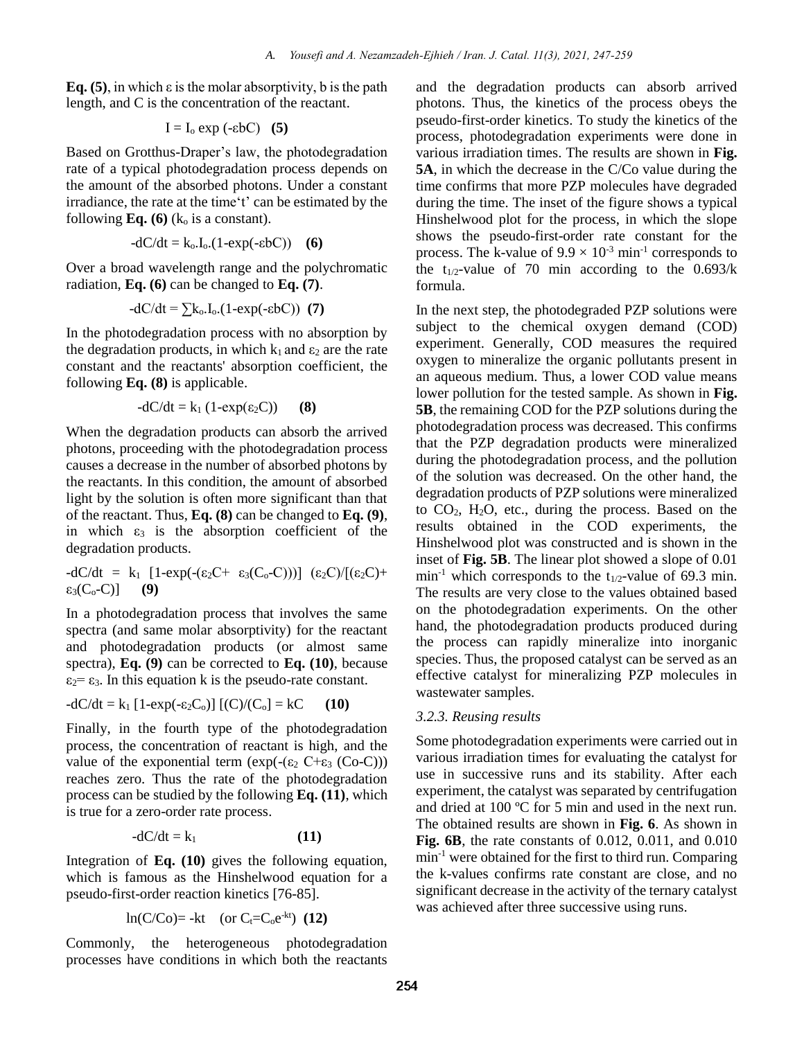**Eq. (5)**, in which ε is the molar absorptivity, b is the path length, and C is the concentration of the reactant.

$$I = I_o \exp(-\varepsilon bC) \quad \textbf{(5)}$$

Based on Grotthus-Draper's law, the photodegradation rate of a typical photodegradation process depends on the amount of the absorbed photons. Under a constant irradiance, the rate at the time 't' can be estimated by the following **Eq. (6)** ($k_o$ is a constant).

$$-dC/dt = k_o.I_o.(1-\exp(-\varepsilon bC)) \quad \textbf{(6)}$$

Over a broad wavelength range and the polychromatic radiation, **Eq. (6)** can be changed to **Eq. (7)**.

$$-dC/dt = \sum k_o.I_o.(1-\exp(-\varepsilon bC)) \quad \textbf{(7)}$$

In the photodegradation process with no absorption by the degradation products, in which $k_1$ and $\varepsilon_2$ are the rate constant and the reactants' absorption coefficient, the following **Eq. (8)** is applicable.

$$-dC/dt = k_1 (1-\exp(\varepsilon_2 C)) \quad \textbf{(8)}$$

When the degradation products can absorb the arrived photons, proceeding with the photodegradation process causes a decrease in the number of absorbed photons by the reactants. In this condition, the amount of absorbed light by the solution is often more significant than that of the reactant. Thus, **Eq. (8)** can be changed to **Eq. (9)**, in which $\varepsilon_3$ is the absorption coefficient of the degradation products.

$$-dC/dt = k_1 [1-\exp(-(\varepsilon_2 C+ \varepsilon_3(C_o-C)))] (\varepsilon_2 C)/[(\varepsilon_2 C)+ \varepsilon_3(C_o-C)] \quad \textbf{(9)}$$

In a photodegradation process that involves the same spectra (and same molar absorptivity) for the reactant and photodegradation products (or almost same spectra), **Eq. (9)** can be corrected to **Eq. (10)**, because $\varepsilon_2 = \varepsilon_3$. In this equation k is the pseudo-rate constant.

$$-dC/dt = k_1 [1-\exp(-\varepsilon_2 C_o)] [(C)/(C_o] = kC \quad \textbf{(10)}$$

Finally, in the fourth type of the photodegradation process, the concentration of reactant is high, and the value of the exponential term ($\exp(-(\varepsilon_2 C+\varepsilon_3 (Co-C)))$) reaches zero. Thus the rate of the photodegradation process can be studied by the following **Eq. (11)**, which is true for a zero-order rate process.

$$-dC/dt = k_1 \quad \textbf{(11)}$$

Integration of **Eq. (10)** gives the following equation, which is famous as the Hinshelwood equation for a pseudo-first-order reaction kinetics [76-85].

$$\ln(C/Co)= -kt \quad (\text{or } C_t=C_o e^{-kt}) \quad \textbf{(12)}$$

Commonly, the heterogeneous photodegradation processes have conditions in which both the reactants and the degradation products can absorb arrived photons. Thus, the kinetics of the process obeys the pseudo-first-order kinetics. To study the kinetics of the process, photodegradation experiments were done in various irradiation times. The results are shown in **Fig. 5A**, in which the decrease in the C/Co value during the time confirms that more PZP molecules have degraded during the time. The inset of the figure shows a typical Hinshelwood plot for the process, in which the slope shows the pseudo-first-order rate constant for the process. The k-value of $9.9 \times 10^{-3}$ min$^{-1}$ corresponds to the $t_{1/2}$-value of 70 min according to the 0.693/k formula.

In the next step, the photodegraded PZP solutions were subject to the chemical oxygen demand (COD) experiment. Generally, COD measures the required oxygen to mineralize the organic pollutants present in an aqueous medium. Thus, a lower COD value means lower pollution for the tested sample. As shown in **Fig. 5B**, the remaining COD for the PZP solutions during the photodegradation process was decreased. This confirms that the PZP degradation products were mineralized during the photodegradation process, and the pollution of the solution was decreased. On the other hand, the degradation products of PZP solutions were mineralized to $CO_2$, $H_2O$, etc., during the process. Based on the results obtained in the COD experiments, the Hinshelwood plot was constructed and is shown in the inset of **Fig. 5B**. The linear plot showed a slope of 0.01 min$^{-1}$ which corresponds to the $t_{1/2}$-value of 69.3 min. The results are very close to the values obtained based on the photodegradation experiments. On the other hand, the photodegradation products produced during the process can rapidly mineralize into inorganic species. Thus, the proposed catalyst can be served as an effective catalyst for mineralizing PZP molecules in wastewater samples.

### *3.2.3. Reusing results*

Some photodegradation experiments were carried out in various irradiation times for evaluating the catalyst for use in successive runs and its stability. After each experiment, the catalyst was separated by centrifugation and dried at 100 ºC for 5 min and used in the next run. The obtained results are shown in **Fig. 6**. As shown in **Fig. 6B**, the rate constants of 0.012, 0.011, and 0.010 min$^{-1}$ were obtained for the first to third run. Comparing the k-values confirms rate constant are close, and no significant decrease in the activity of the ternary catalyst was achieved after three successive using runs.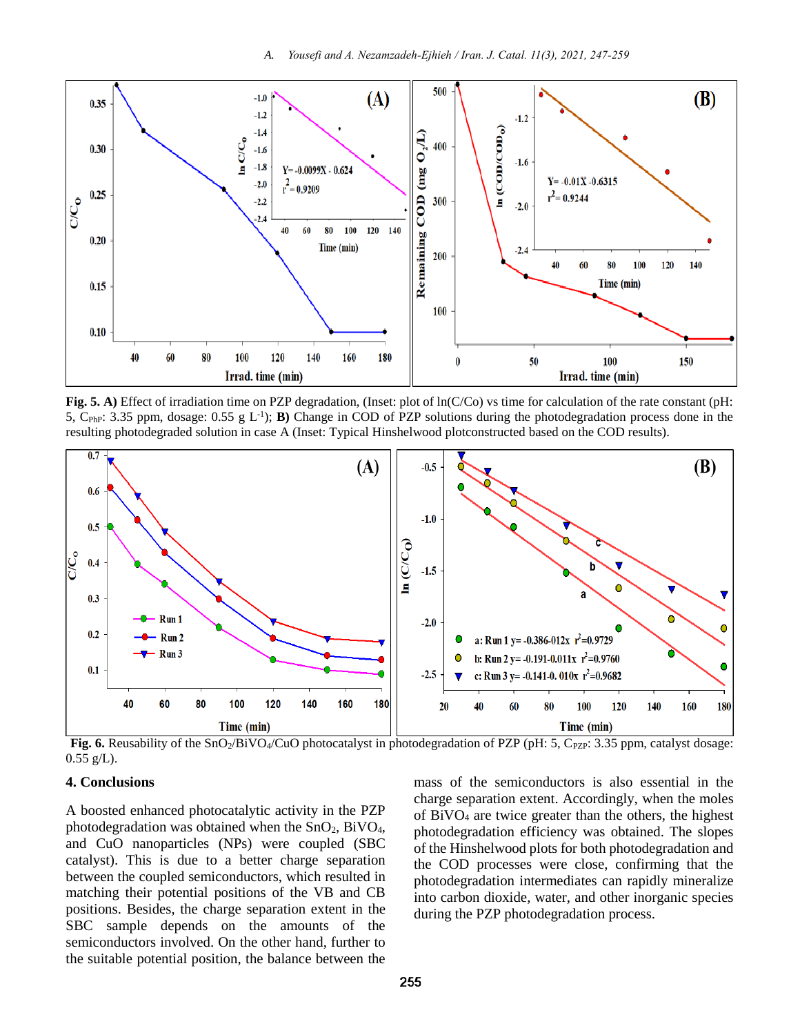(A)

C/Co

0.35
0.30
0.25
0.20
0.15
0.10

40 60 80 100 120 140 160 180

Irrad. time (min)

ln C/Co

Y= -0.0099X - 0.624

$r^2$ = 0.9209

Time (min)

(B)

Remaining COD (mg $O_2$/L)

500
400
300
200
100

0 50 100 150

Irrad. time (min)

ln (COD/COD$_o$)

Y= -0.01X -0.6315

$r^2$= 0.9244

Time (min)

**Fig. 5. A)** Effect of irradiation time on PZP degradation, (Inset: plot of ln(C/Co) vs time for calculation of the rate constant (pH: 5, $C_{PhP}$: 3.35 ppm, dosage: 0.55 g $L^{-1}$); **B)** Change in COD of PZP solutions during the photodegradation process done in the resulting photodegraded solution in case A (Inset: Typical Hinshelwood plotconstructed based on the COD results).

(A)

C/Co

Run 1
Run 2
Run 3

Time (min)

(B)

ln (C/Co)

a: Run 1 y= -0.386-012x $r^2$=0.9729

b: Run 2 y= -0.191-0.011x $r^2$=0.9760

c: Run 3 y= -0.141-0. 010x $r^2$=0.9682

Time (min)

**Fig. 6.** Reusability of the $SnO_2/BiVO_4/CuO$ photocatalyst in photodegradation of PZP (pH: 5, $C_{PZP}$: 3.35 ppm, catalyst dosage: 0.55 g/L).

## 4. Conclusions

A boosted enhanced photocatalytic activity in the PZP photodegradation was obtained when the $SnO_2$, $BiVO_4$, and CuO nanoparticles (NPs) were coupled (SBC catalyst). This is due to a better charge separation between the coupled semiconductors, which resulted in matching their potential positions of the VB and CB positions. Besides, the charge separation extent in the SBC sample depends on the amounts of the semiconductors involved. On the other hand, further to the suitable potential position, the balance between the mass of the semiconductors is also essential in the charge separation extent. Accordingly, when the moles of $BiVO_4$ are twice greater than the others, the highest photodegradation efficiency was obtained. The slopes of the Hinshelwood plots for both photodegradation and the COD processes were close, confirming that the photodegradation intermediates can rapidly mineralize into carbon dioxide, water, and other inorganic species during the PZP photodegradation process.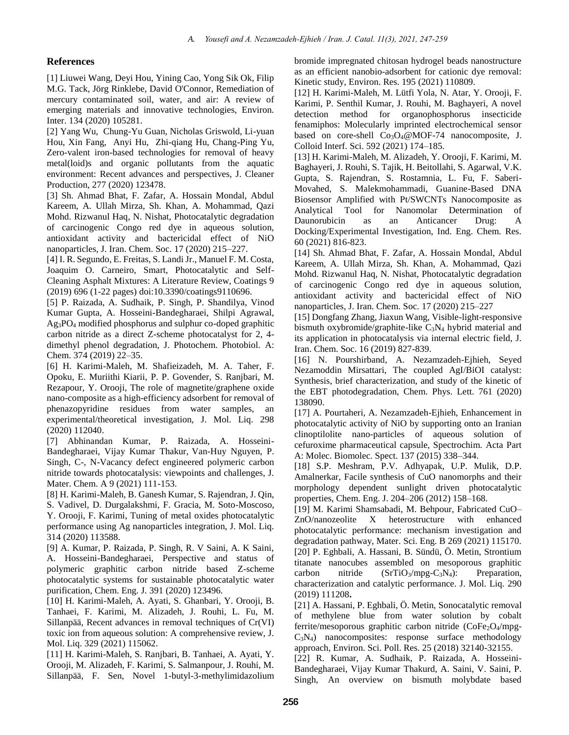## References

[1] Liuwei Wang, Deyi Hou, Yining Cao, Yong Sik Ok, Filip M.G. Tack, Jörg Rinklebe, David O'Connor, Remediation of mercury contaminated soil, water, and air: A review of emerging materials and innovative technologies, Environ. Inter. 134 (2020) 105281.

[2] Yang Wu, Chung-Yu Guan, Nicholas Griswold, Li-yuan Hou, Xin Fang, Anyi Hu, Zhi-qiang Hu, Chang-Ping Yu, Zero-valent iron-based technologies for removal of heavy metal(loid)s and organic pollutants from the aquatic environment: Recent advances and perspectives, J. Cleaner Production, 277 (2020) 123478.

[3] Sh. Ahmad Bhat, F. Zafar, A. Hossain Mondal, Abdul Kareem, A. Ullah Mirza, Sh. Khan, A. Mohammad, Qazi Mohd. Rizwanul Haq, N. Nishat, Photocatalytic degradation of carcinogenic Congo red dye in aqueous solution, antioxidant activity and bactericidal effect of NiO nanoparticles, J. Iran. Chem. Soc. 17 (2020) 215–227.

[4] I. R. Segundo, E. Freitas, S. Landi Jr., Manuel F. M. Costa, Joaquim O. Carneiro, Smart, Photocatalytic and Self-Cleaning Asphalt Mixtures: A Literature Review, Coatings 9 (2019) 696 (1-22 pages) doi:10.3390/coatings9110696.

[5] P. Raizada, A. Sudhaik, P. Singh, P. Shandilya, Vinod Kumar Gupta, A. Hosseini-Bandegharaei, Shilpi Agrawal, $Ag_3PO_4$ modified phosphorus and sulphur co-doped graphitic carbon nitride as a direct Z-scheme photocatalyst for 2, 4-dimethyl phenol degradation, J. Photochem. Photobiol. A: Chem. 374 (2019) 22–35.

[6] H. Karimi-Maleh, M. Shafieizadeh, M. A. Taher, F. Opoku, E. Muriithi Kiarii, P. P. Govender, S. Ranjbari, M. Rezapour, Y. Orooji, The role of magnetite/graphene oxide nano-composite as a high-efficiency adsorbent for removal of phenazopyridine residues from water samples, an experimental/theoretical investigation, J. Mol. Liq. 298 (2020) 112040.

[7] Abhinandan Kumar, P. Raizada, A. Hosseini-Bandegharaei, Vijay Kumar Thakur, Van-Huy Nguyen, P. Singh, C-, N-Vacancy defect engineered polymeric carbon nitride towards photocatalysis: viewpoints and challenges, J. Mater. Chem. A 9 (2021) 111-153.

[8] H. Karimi-Maleh, B. Ganesh Kumar, S. Rajendran, J. Qin, S. Vadivel, D. Durgalakshmi, F. Gracia, M. Soto-Moscoso, Y. Orooji, F. Karimi, Tuning of metal oxides photocatalytic performance using Ag nanoparticles integration, J. Mol. Liq. 314 (2020) 113588.

[9] A. Kumar, P. Raizada, P. Singh, R. V Saini, A. K Saini, A. Hosseini-Bandegharaei, Perspective and status of polymeric graphitic carbon nitride based Z-scheme photocatalytic systems for sustainable photocatalytic water purification, Chem. Eng. J. 391 (2020) 123496.

[10] H. Karimi-Maleh, A. Ayati, S. Ghanbari, Y. Orooji, B. Tanhaei, F. Karimi, M. Alizadeh, J. Rouhi, L. Fu, M. Sillanpää, Recent advances in removal techniques of Cr(VI) toxic ion from aqueous solution: A comprehensive review, J. Mol. Liq. 329 (2021) 115062.

[11] H. Karimi-Maleh, S. Ranjbari, B. Tanhaei, A. Ayati, Y. Orooji, M. Alizadeh, F. Karimi, S. Salmanpour, J. Rouhi, M. Sillanpää, F. Sen, Novel 1-butyl-3-methylimidazolium bromide impregnated chitosan hydrogel beads nanostructure as an efficient nanobio-adsorbent for cationic dye removal: Kinetic study, Environ. Res. 195 (2021) 110809.

[12] H. Karimi-Maleh, M. Lütfi Yola, N. Atar, Y. Orooji, F. Karimi, P. Senthil Kumar, J. Rouhi, M. Baghayeri, A novel detection method for organophosphorus insecticide fenamiphos: Molecularly imprinted electrochemical sensor based on core-shell $Co_3O_4$@MOF-74 nanocomposite, J. Colloid Interf. Sci. 592 (2021) 174–185.

[13] H. Karimi-Maleh, M. Alizadeh, Y. Orooji, F. Karimi, M. Baghayeri, J. Rouhi, S. Tajik, H. Beitollahi, S. Agarwal, V.K. Gupta, S. Rajendran, S. Rostamnia, L. Fu, F. Saberi-Movahed, S. Malekmohammadi, Guanine-Based DNA Biosensor Amplified with Pt/SWCNTs Nanocomposite as Analytical Tool for Nanomolar Determination of Daunorubicin as an Anticancer Drug: A Docking/Experimental Investigation, Ind. Eng. Chem. Res. 60 (2021) 816-823.

[14] Sh. Ahmad Bhat, F. Zafar, A. Hossain Mondal, Abdul Kareem, A. Ullah Mirza, Sh. Khan, A. Mohammad, Qazi Mohd. Rizwanul Haq, N. Nishat, Photocatalytic degradation of carcinogenic Congo red dye in aqueous solution, antioxidant activity and bactericidal effect of NiO nanoparticles, J. Iran. Chem. Soc. 17 (2020) 215–227

[15] Dongfang Zhang, Jiaxun Wang, Visible-light-responsive bismuth oxybromide/graphite-like $C_3N_4$ hybrid material and its application in photocatalysis via internal electric field, J. Iran. Chem. Soc. 16 (2019) 827-839.

[16] N. Pourshirband, A. Nezamzadeh-Ejhieh, Seyed Nezamoddin Mirsattari, The coupled AgI/BiOI catalyst: Synthesis, brief characterization, and study of the kinetic of the EBT photodegradation, Chem. Phys. Lett. 761 (2020) 138090.

[17] A. Pourtaheri, A. Nezamzadeh-Ejhieh, Enhancement in photocatalytic activity of NiO by supporting onto an Iranian clinoptilolite nano-particles of aqueous solution of cefuroxime pharmaceutical capsule, Spectrochim. Acta Part A: Molec. Biomolec. Spect. 137 (2015) 338–344.

[18] S.P. Meshram, P.V. Adhyapak, U.P. Mulik, D.P. Amalnerkar, Facile synthesis of CuO nanomorphs and their morphology dependent sunlight driven photocatalytic properties, Chem. Eng. J. 204–206 (2012) 158–168.

[19] M. Karimi Shamsabadi, M. Behpour, Fabricated CuO–ZnO/nanozeolite X heterostructure with enhanced photocatalytic performance: mechanism investigation and degradation pathway, Mater. Sci. Eng. B 269 (2021) 115170.

[20] P. Eghbali, A. Hassani, B. Sündü, Ö. Metin, Strontium titanate nanocubes assembled on mesoporous graphitic carbon nitride ($SrTiO_3$/mpg-$C_3N_4$): Preparation, characterization and catalytic performance. J. Mol. Liq. 290 (2019) 111208**.**

[21] A. Hassani, P. Eghbali, Ö. Metin, Sonocatalytic removal of methylene blue from water solution by cobalt ferrite/mesoporous graphitic carbon nitride ($CoFe_2O_4$/mpg-$C_3N_4$) nanocomposites: response surface methodology approach, Environ. Sci. Poll. Res. 25 (2018) 32140-32155.

[22] R. Kumar, A. Sudhaik, P. Raizada, A. Hosseini-Bandegharaei, Vijay Kumar Thakurd, A. Saini, V. Saini, P. Singh, An overview on bismuth molybdate based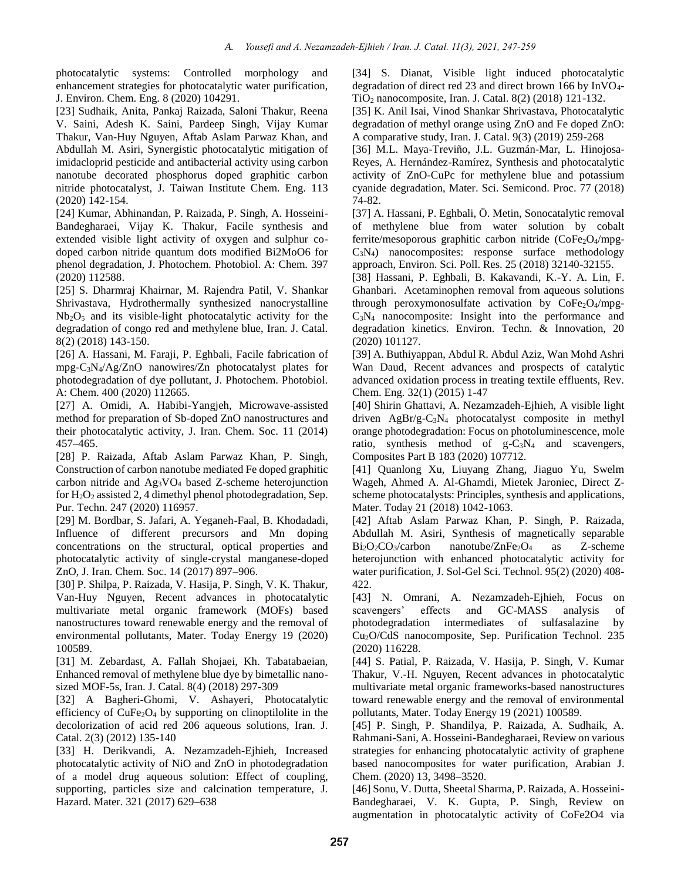photocatalytic systems: Controlled morphology and enhancement strategies for photocatalytic water purification, J. Environ. Chem. Eng. 8 (2020) 104291.

[23] Sudhaik, Anita, Pankaj Raizada, Saloni Thakur, Reena V. Saini, Adesh K. Saini, Pardeep Singh, Vijay Kumar Thakur, Van-Huy Nguyen, Aftab Aslam Parwaz Khan, and Abdullah M. Asiri, Synergistic photocatalytic mitigation of imidacloprid pesticide and antibacterial activity using carbon nanotube decorated phosphorus doped graphitic carbon nitride photocatalyst, J. Taiwan Institute Chem. Eng. 113 (2020) 142-154.

[24] Kumar, Abhinandan, P. Raizada, P. Singh, A. Hosseini-Bandegharaei, Vijay K. Thakur, Facile synthesis and extended visible light activity of oxygen and sulphur co-doped carbon nitride quantum dots modified Bi2MoO6 for phenol degradation, J. Photochem. Photobiol. A: Chem. 397 (2020) 112588.

[25] S. Dharmraj Khairnar, M. Rajendra Patil, V. Shankar Shrivastava, Hydrothermally synthesized nanocrystalline $Nb_2O_5$ and its visible-light photocatalytic activity for the degradation of congo red and methylene blue, Iran. J. Catal. 8(2) (2018) 143-150.

[26] A. Hassani, M. Faraji, P. Eghbali, Facile fabrication of mpg-$C_3N_4$/Ag/ZnO nanowires/Zn photocatalyst plates for photodegradation of dye pollutant, J. Photochem. Photobiol. A: Chem. 400 (2020) 112665.

[27] A. Omidi, A. Habibi-Yangjeh, Microwave-assisted method for preparation of Sb-doped ZnO nanostructures and their photocatalytic activity, J. Iran. Chem. Soc. 11 (2014) 457–465.

[28] P. Raizada, Aftab Aslam Parwaz Khan, P. Singh, Construction of carbon nanotube mediated Fe doped graphitic carbon nitride and $Ag_3VO_4$ based Z-scheme heterojunction for $H_2O_2$ assisted 2, 4 dimethyl phenol photodegradation, Sep. Pur. Techn. 247 (2020) 116957.

[29] M. Bordbar, S. Jafari, A. Yeganeh-Faal, B. Khodadadi, Influence of different precursors and Mn doping concentrations on the structural, optical properties and photocatalytic activity of single-crystal manganese-doped ZnO, J. Iran. Chem. Soc. 14 (2017) 897–906.

[30] P. Shilpa, P. Raizada, V. Hasija, P. Singh, V. K. Thakur, Van-Huy Nguyen, Recent advances in photocatalytic multivariate metal organic framework (MOFs) based nanostructures toward renewable energy and the removal of environmental pollutants, Mater. Today Energy 19 (2020) 100589.

[31] M. Zebardast, A. Fallah Shojaei, Kh. Tabatabaeian, Enhanced removal of methylene blue dye by bimetallic nano-sized MOF-5s, Iran. J. Catal. 8(4) (2018) 297-309

[32] A Bagheri-Ghomi, V. Ashayeri, Photocatalytic efficiency of $CuFe_2O_4$ by supporting on clinoptilolite in the decolorization of acid red 206 aqueous solutions, Iran. J. Catal. 2(3) (2012) 135-140

[33] H. Derikvandi, A. Nezamzadeh-Ejhieh, Increased photocatalytic activity of NiO and ZnO in photodegradation of a model drug aqueous solution: Effect of coupling, supporting, particles size and calcination temperature, J. Hazard. Mater. 321 (2017) 629–638

[34] S. Dianat, Visible light induced photocatalytic degradation of direct red 23 and direct brown 166 by $InVO_4$-$TiO_2$ nanocomposite, Iran. J. Catal. 8(2) (2018) 121-132.

[35] K. Anil Isai, Vinod Shankar Shrivastava, Photocatalytic degradation of methyl orange using ZnO and Fe doped ZnO: A comparative study, Iran. J. Catal. 9(3) (2019) 259-268

[36] M.L. Maya-Treviño, J.L. Guzmán-Mar, L. Hinojosa-Reyes, A. Hernández-Ramírez, Synthesis and photocatalytic activity of ZnO-CuPc for methylene blue and potassium cyanide degradation, Mater. Sci. Semicond. Proc. 77 (2018) 74-82.

[37] A. Hassani, P. Eghbali, Ö. Metin, Sonocatalytic removal of methylene blue from water solution by cobalt ferrite/mesoporous graphitic carbon nitride ($CoFe_2O_4$/mpg-$C_3N_4$) nanocomposites: response surface methodology approach, Environ. Sci. Poll. Res. 25 (2018) 32140-32155.

[38] Hassani, P. Eghbali, B. Kakavandi, K.-Y. A. Lin, F. Ghanbari. Acetaminophen removal from aqueous solutions through peroxymonosulfate activation by $CoFe_2O_4$/mpg-$C_3N_4$ nanocomposite: Insight into the performance and degradation kinetics. Environ. Techn. & Innovation, 20 (2020) 101127.

[39] A. Buthiyappan, Abdul R. Abdul Aziz, Wan Mohd Ashri Wan Daud, Recent advances and prospects of catalytic advanced oxidation process in treating textile effluents, Rev. Chem. Eng. 32(1) (2015) 1-47

[40] Shirin Ghattavi, A. Nezamzadeh-Ejhieh, A visible light driven AgBr/g-$C_3N_4$ photocatalyst composite in methyl orange photodegradation: Focus on photoluminescence, mole ratio, synthesis method of g-$C_3N_4$ and scavengers, Composites Part B 183 (2020) 107712.

[41] Quanlong Xu, Liuyang Zhang, Jiaguo Yu, Swelm Wageh, Ahmed A. Al-Ghamdi, Mietek Jaroniec, Direct Z-scheme photocatalysts: Principles, synthesis and applications, Mater. Today 21 (2018) 1042-1063.

[42] Aftab Aslam Parwaz Khan, P. Singh, P. Raizada, Abdullah M. Asiri, Synthesis of magnetically separable $Bi_2O_2CO_3$/carbon nanotube/$ZnFe_2O_4$ as Z-scheme heterojunction with enhanced photocatalytic activity for water purification, J. Sol-Gel Sci. Technol. 95(2) (2020) 408-422.

[43] N. Omrani, A. Nezamzadeh-Ejhieh, Focus on scavengers' effects and GC-MASS analysis of photodegradation intermediates of sulfasalazine by $Cu_2O$/CdS nanocomposite, Sep. Purification Technol. 235 (2020) 116228.

[44] S. Patial, P. Raizada, V. Hasija, P. Singh, V. Kumar Thakur, V.-H. Nguyen, Recent advances in photocatalytic multivariate metal organic frameworks-based nanostructures toward renewable energy and the removal of environmental pollutants, Mater. Today Energy 19 (2021) 100589.

[45] P. Singh, P. Shandilya, P. Raizada, A. Sudhaik, A. Rahmani-Sani, A. Hosseini-Bandegharaei, Review on various strategies for enhancing photocatalytic activity of graphene based nanocomposites for water purification, Arabian J. Chem. (2020) 13, 3498–3520.

[46] Sonu, V. Dutta, Sheetal Sharma, P. Raizada, A. Hosseini-Bandegharaei, V. K. Gupta, P. Singh, Review on augmentation in photocatalytic activity of CoFe2O4 via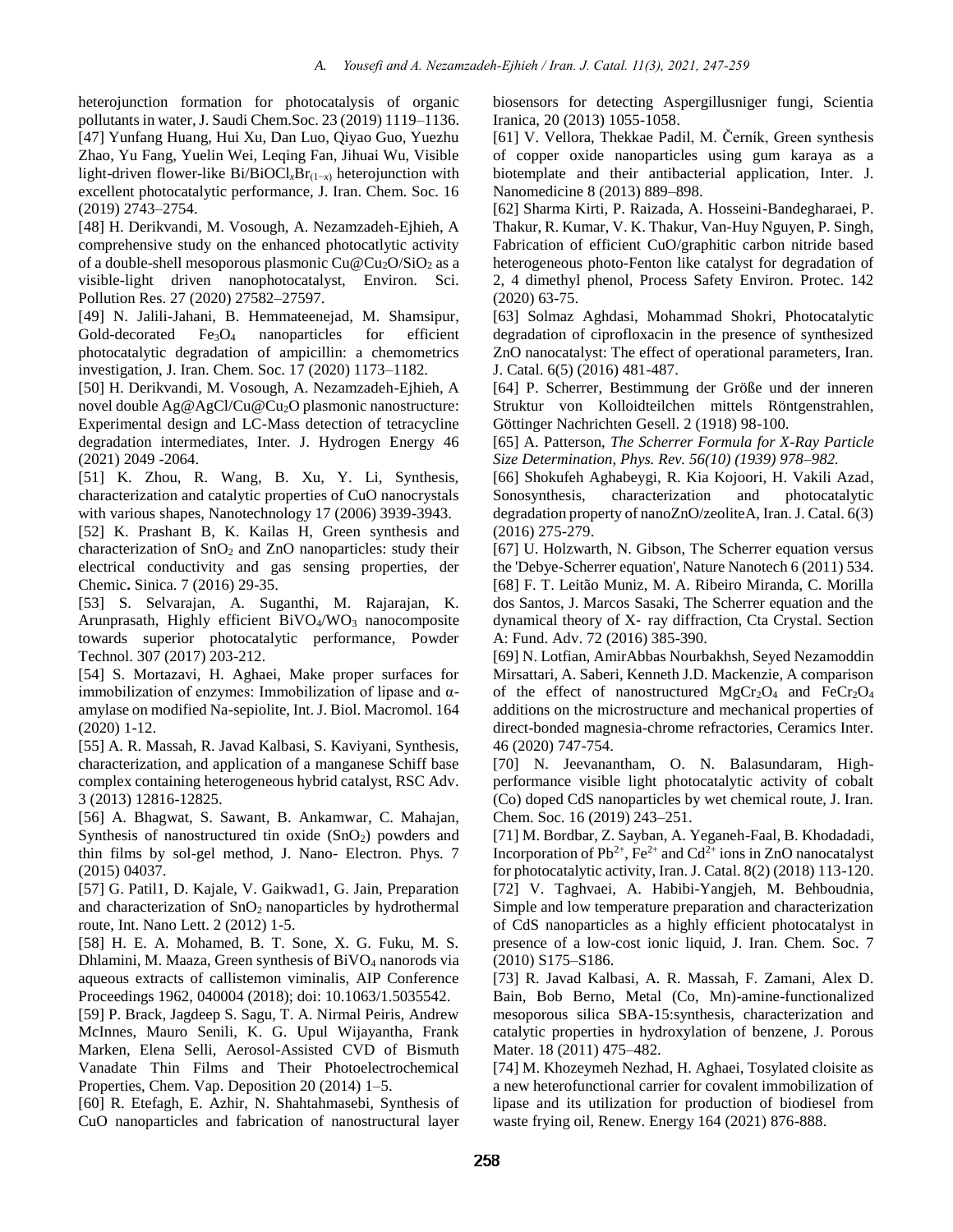heterojunction formation for photocatalysis of organic pollutants in water, J. Saudi Chem.Soc. 23 (2019) 1119–1136.

[47] Yunfang Huang, Hui Xu, Dan Luo, Qiyao Guo, Yuezhu Zhao, Yu Fang, Yuelin Wei, Leqing Fan, Jihuai Wu, Visible light-driven flower-like $Bi/BiOCl_xBr_{(1-x)}$ heterojunction with excellent photocatalytic performance, J. Iran. Chem. Soc. 16 (2019) 2743–2754.

[48] H. Derikvandi, M. Vosough, A. Nezamzadeh-Ejhieh, A comprehensive study on the enhanced photocatlytic activity of a double-shell mesoporous plasmonic $Cu@Cu_2O/SiO_2$ as a visible-light driven nanophotocatalyst, Environ. Sci. Pollution Res. 27 (2020) 27582–27597.

[49] N. Jalili-Jahani, B. Hemmateenejad, M. Shamsipur, Gold-decorated $Fe_3O_4$ nanoparticles for efficient photocatalytic degradation of ampicillin: a chemometrics investigation, J. Iran. Chem. Soc. 17 (2020) 1173–1182.

[50] H. Derikvandi, M. Vosough, A. Nezamzadeh-Ejhieh, A novel double $Ag@AgCl/Cu@Cu_2O$ plasmonic nanostructure: Experimental design and LC-Mass detection of tetracycline degradation intermediates, Inter. J. Hydrogen Energy 46 (2021) 2049 -2064.

[51] K. Zhou, R. Wang, B. Xu, Y. Li, Synthesis, characterization and catalytic properties of CuO nanocrystals with various shapes, Nanotechnology 17 (2006) 3939-3943.

[52] K. Prashant B, K. Kailas H, Green synthesis and characterization of $SnO_2$ and ZnO nanoparticles: study their electrical conductivity and gas sensing properties, der Chemic**.** Sinica. 7 (2016) 29-35.

[53] S. Selvarajan, A. Suganthi, M. Rajarajan, K. Arunprasath, Highly efficient $BiVO_4/WO_3$ nanocomposite towards superior photocatalytic performance, Powder Technol. 307 (2017) 203-212.

[54] S. Mortazavi, H. Aghaei, Make proper surfaces for immobilization of enzymes: Immobilization of lipase and α-amylase on modified Na-sepiolite, Int. J. Biol. Macromol. 164 (2020) 1-12.

[55] A. R. Massah, R. Javad Kalbasi, S. Kaviyani, Synthesis, characterization, and application of a manganese Schiff base complex containing heterogeneous hybrid catalyst, RSC Adv. 3 (2013) 12816-12825.

[56] A. Bhagwat, S. Sawant, B. Ankamwar, C. Mahajan, Synthesis of nanostructured tin oxide ($SnO_2$) powders and thin films by sol-gel method, J. Nano- Electron. Phys. 7 (2015) 04037.

[57] G. Patil1, D. Kajale, V. Gaikwad1, G. Jain, Preparation and characterization of $SnO_2$ nanoparticles by hydrothermal route, Int. Nano Lett. 2 (2012) 1-5.

[58] H. E. A. Mohamed, B. T. Sone, X. G. Fuku, M. S. Dhlamini, M. Maaza, Green synthesis of $BiVO_4$ nanorods via aqueous extracts of callistemon viminalis, AIP Conference Proceedings 1962, 040004 (2018); doi: 10.1063/1.5035542.

[59] P. Brack, Jagdeep S. Sagu, T. A. Nirmal Peiris, Andrew McInnes, Mauro Senili, K. G. Upul Wijayantha, Frank Marken, Elena Selli, Aerosol-Assisted CVD of Bismuth Vanadate Thin Films and Their Photoelectrochemical Properties, Chem. Vap. Deposition 20 (2014) 1–5.

[60] R. Etefagh, E. Azhir, N. Shahtahmasebi, Synthesis of CuO nanoparticles and fabrication of nanostructural layer biosensors for detecting Aspergillusniger fungi, Scientia Iranica, 20 (2013) 1055-1058.

[61] V. Vellora, Thekkae Padil, M. Černík, Green synthesis of copper oxide nanoparticles using gum karaya as a biotemplate and their antibacterial application, Inter. J. Nanomedicine 8 (2013) 889–898.

[62] Sharma Kirti, P. Raizada, A. Hosseini-Bandegharaei, P. Thakur, R. Kumar, V. K. Thakur, Van-Huy Nguyen, P. Singh, Fabrication of efficient CuO/graphitic carbon nitride based heterogeneous photo-Fenton like catalyst for degradation of 2, 4 dimethyl phenol, Process Safety Environ. Protec. 142 (2020) 63-75.

[63] Solmaz Aghdasi, Mohammad Shokri, Photocatalytic degradation of ciprofloxacin in the presence of synthesized ZnO nanocatalyst: The effect of operational parameters, Iran. J. Catal. 6(5) (2016) 481-487.

[64] P. Scherrer, Bestimmung der Größe und der inneren Struktur von Kolloidteilchen mittels Röntgenstrahlen, Göttinger Nachrichten Gesell. 2 (1918) 98-100.

[65] A. Patterson, *The Scherrer Formula for X-Ray Particle Size Determination, Phys. Rev. 56(10) (1939) 978–982.*

[66] Shokufeh Aghabeygi, R. Kia Kojoori, H. Vakili Azad, Sonosynthesis, characterization and photocatalytic degradation property of nanoZnO/zeoliteA, Iran. J. Catal. 6(3) (2016) 275-279.

[67] U. Holzwarth, N. Gibson, The Scherrer equation versus the 'Debye-Scherrer equation', Nature Nanotech 6 (2011) 534.

[68] F. T. Leitão Muniz, M. A. Ribeiro Miranda, C. Morilla dos Santos, J. Marcos Sasaki, The Scherrer equation and the dynamical theory of X‐ ray diffraction, Cta Crystal. Section A: Fund. Adv. 72 (2016) 385-390.

[69] N. Lotfian, AmirAbbas Nourbakhsh, Seyed Nezamoddin Mirsattari, A. Saberi, Kenneth J.D. Mackenzie, A comparison of the effect of nanostructured $MgCr_2O_4$ and $FeCr_2O_4$ additions on the microstructure and mechanical properties of direct-bonded magnesia-chrome refractories, Ceramics Inter. 46 (2020) 747-754.

[70] N. Jeevanantham, O. N. Balasundaram, High-performance visible light photocatalytic activity of cobalt (Co) doped CdS nanoparticles by wet chemical route, J. Iran. Chem. Soc. 16 (2019) 243–251.

[71] M. Bordbar, Z. Sayban, A. Yeganeh-Faal, B. Khodadadi, Incorporation of $Pb^{2+}$, $Fe^{2+}$ and $Cd^{2+}$ ions in ZnO nanocatalyst for photocatalytic activity, Iran. J. Catal. 8(2) (2018) 113-120.

[72] V. Taghvaei, A. Habibi-Yangjeh, M. Behboudnia, Simple and low temperature preparation and characterization of CdS nanoparticles as a highly efficient photocatalyst in presence of a low-cost ionic liquid, J. Iran. Chem. Soc. 7 (2010) S175–S186.

[73] R. Javad Kalbasi, A. R. Massah, F. Zamani, Alex D. Bain, Bob Berno, Metal (Co, Mn)-amine-functionalized mesoporous silica SBA-15:synthesis, characterization and catalytic properties in hydroxylation of benzene, J. Porous Mater. 18 (2011) 475–482.

[74] M. Khozeymeh Nezhad, H. Aghaei, Tosylated cloisite as a new heterofunctional carrier for covalent immobilization of lipase and its utilization for production of biodiesel from waste frying oil, Renew. Energy 164 (2021) 876-888.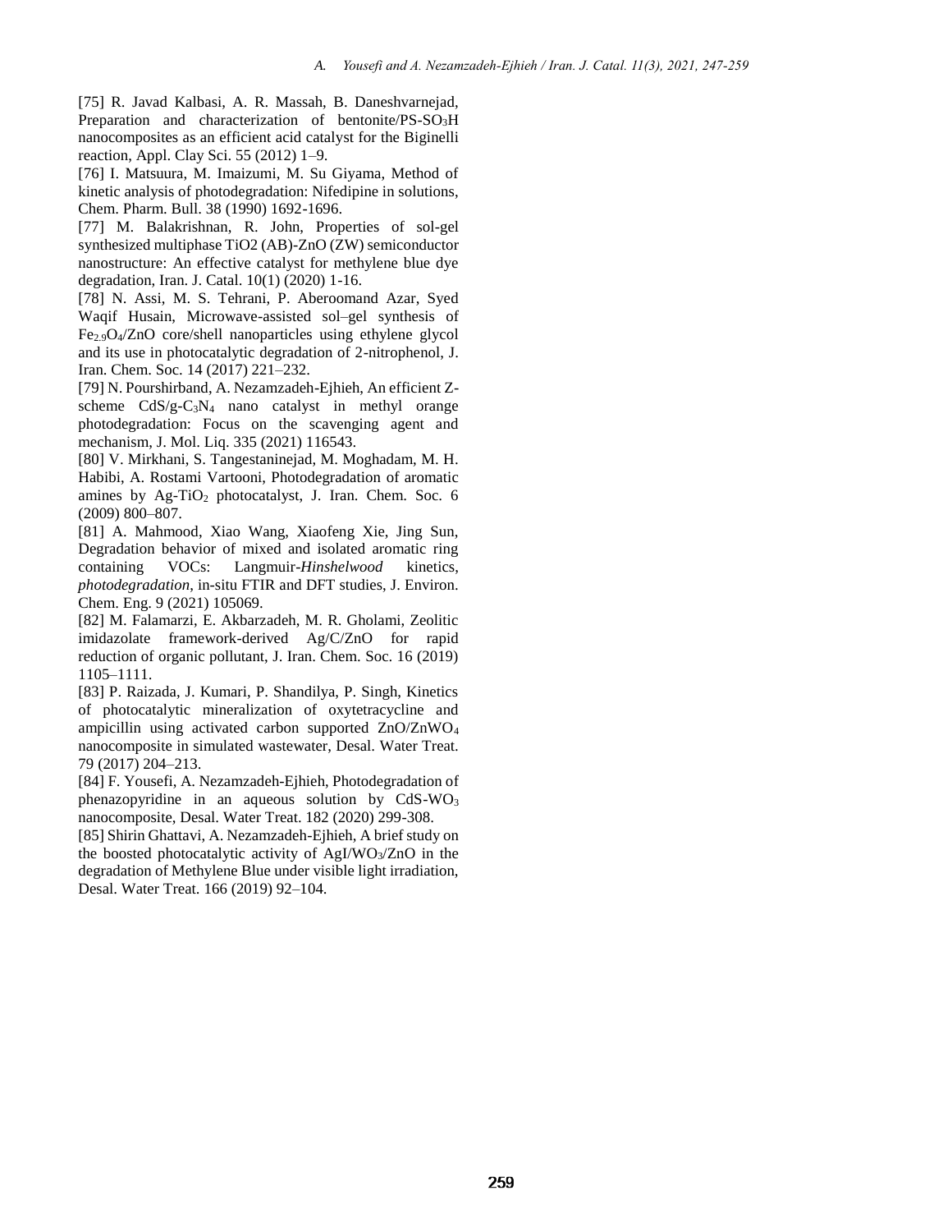[75] R. Javad Kalbasi, A. R. Massah, B. Daneshvarnejad, Preparation and characterization of bentonite/PS-$SO_3H$ nanocomposites as an efficient acid catalyst for the Biginelli reaction, Appl. Clay Sci. 55 (2012) 1–9.

[76] I. Matsuura, M. Imaizumi, M. Su Giyama, Method of kinetic analysis of photodegradation: Nifedipine in solutions, Chem. Pharm. Bull. 38 (1990) 1692-1696.

[77] M. Balakrishnan, R. John, Properties of sol-gel synthesized multiphase TiO2 (AB)-ZnO (ZW) semiconductor nanostructure: An effective catalyst for methylene blue dye degradation, Iran. J. Catal. 10(1) (2020) 1-16.

[78] N. Assi, M. S. Tehrani, P. Aberoomand Azar, Syed Waqif Husain, Microwave-assisted sol–gel synthesis of $Fe_{2.9}O_4$/ZnO core/shell nanoparticles using ethylene glycol and its use in photocatalytic degradation of 2-nitrophenol, J. Iran. Chem. Soc. 14 (2017) 221–232.

[79] N. Pourshirband, A. Nezamzadeh-Ejhieh, An efficient Z-scheme CdS/g-$C_3N_4$ nano catalyst in methyl orange photodegradation: Focus on the scavenging agent and mechanism, J. Mol. Liq. 335 (2021) 116543.

[80] V. Mirkhani, S. Tangestaninejad, M. Moghadam, M. H. Habibi, A. Rostami Vartooni, Photodegradation of aromatic amines by Ag-$TiO_2$ photocatalyst, J. Iran. Chem. Soc. 6 (2009) 800–807.

[81] A. Mahmood, Xiao Wang, Xiaofeng Xie, Jing Sun, Degradation behavior of mixed and isolated aromatic ring containing VOCs: Langmuir-*Hinshelwood* kinetics, *photodegradation*, in-situ FTIR and DFT studies, J. Environ. Chem. Eng. 9 (2021) 105069.

[82] M. Falamarzi, E. Akbarzadeh, M. R. Gholami, Zeolitic imidazolate framework-derived Ag/C/ZnO for rapid reduction of organic pollutant, J. Iran. Chem. Soc. 16 (2019) 1105–1111.

[83] P. Raizada, J. Kumari, P. Shandilya, P. Singh, Kinetics of photocatalytic mineralization of oxytetracycline and ampicillin using activated carbon supported ZnO/$ZnWO_4$ nanocomposite in simulated wastewater, Desal. Water Treat. 79 (2017) 204–213.

[84] F. Yousefi, A. Nezamzadeh-Ejhieh, Photodegradation of phenazopyridine in an aqueous solution by CdS-$WO_3$ nanocomposite, Desal. Water Treat. 182 (2020) 299-308.

[85] Shirin Ghattavi, A. Nezamzadeh-Ejhieh, A brief study on the boosted photocatalytic activity of AgI/$WO_3$/ZnO in the degradation of Methylene Blue under visible light irradiation, Desal. Water Treat. 166 (2019) 92–104.